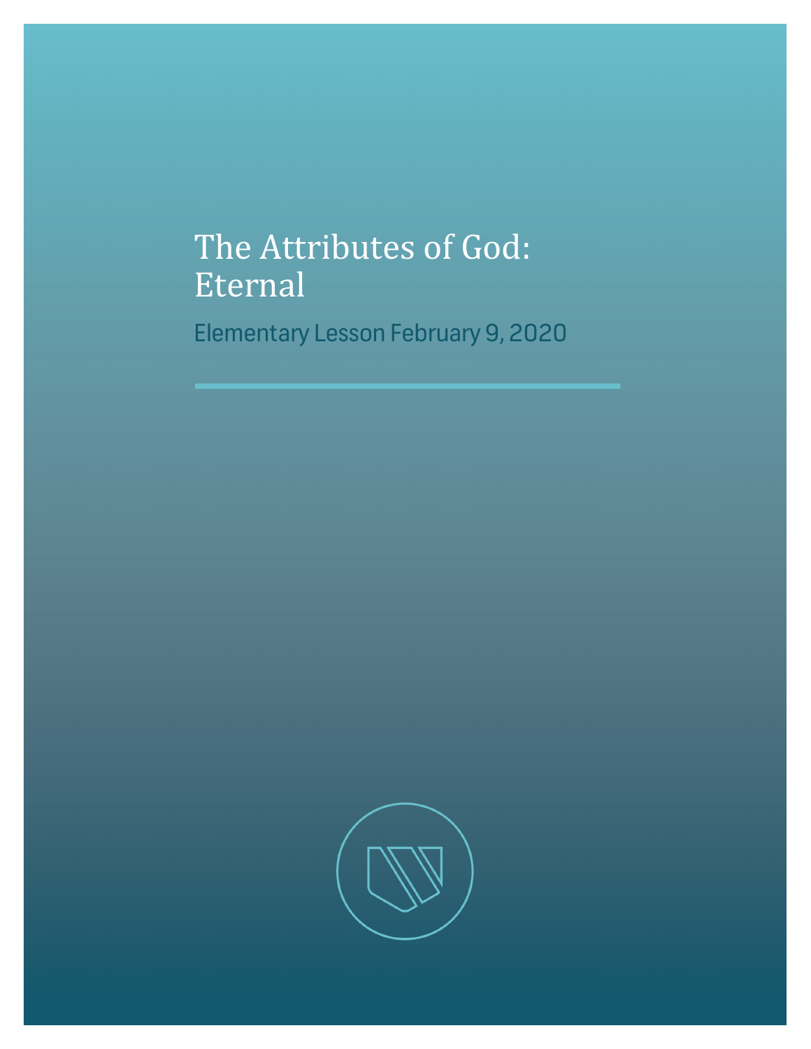# The Attributes of God: Eternal

Elementary Lesson February 9, 2020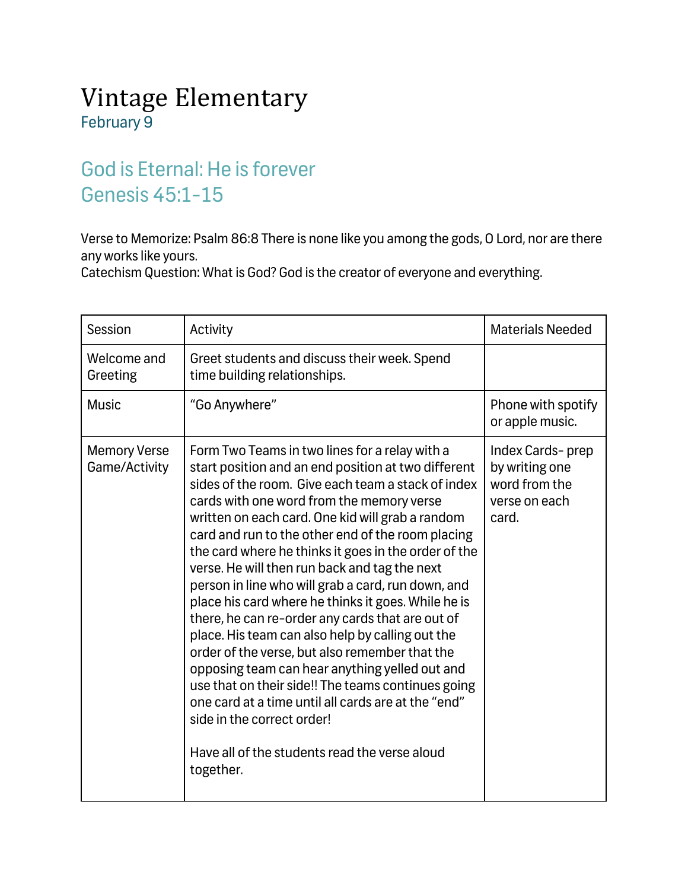# Vintage Elementary

February 9

## God is Eternal: He is forever
## Genesis 45:1-15

Verse to Memorize: Psalm 86:8 There is none like you among the gods, O Lord, nor are there any works like yours.
Catechism Question: What is God? God is the creator of everyone and everything.

| Session | Activity | Materials Needed |
|---|---|---|
| Welcome and Greeting | Greet students and discuss their week. Spend time building relationships. | |
| Music | "Go Anywhere" | Phone with spotify or apple music. |
| Memory Verse Game/Activity | Form Two Teams in two lines for a relay with a start position and an end position at two different sides of the room. Give each team a stack of index cards with one word from the memory verse written on each card. One kid will grab a random card and run to the other end of the room placing the card where he thinks it goes in the order of the verse. He will then run back and tag the next person in line who will grab a card, run down, and place his card where he thinks it goes. While he is there, he can re-order any cards that are out of place. His team can also help by calling out the order of the verse, but also remember that the opposing team can hear anything yelled out and use that on their side!! The teams continues going one card at a time until all cards are at the "end" side in the correct order!<br><br>Have all of the students read the verse aloud together. | Index Cards- prep by writing one word from the verse on each card. |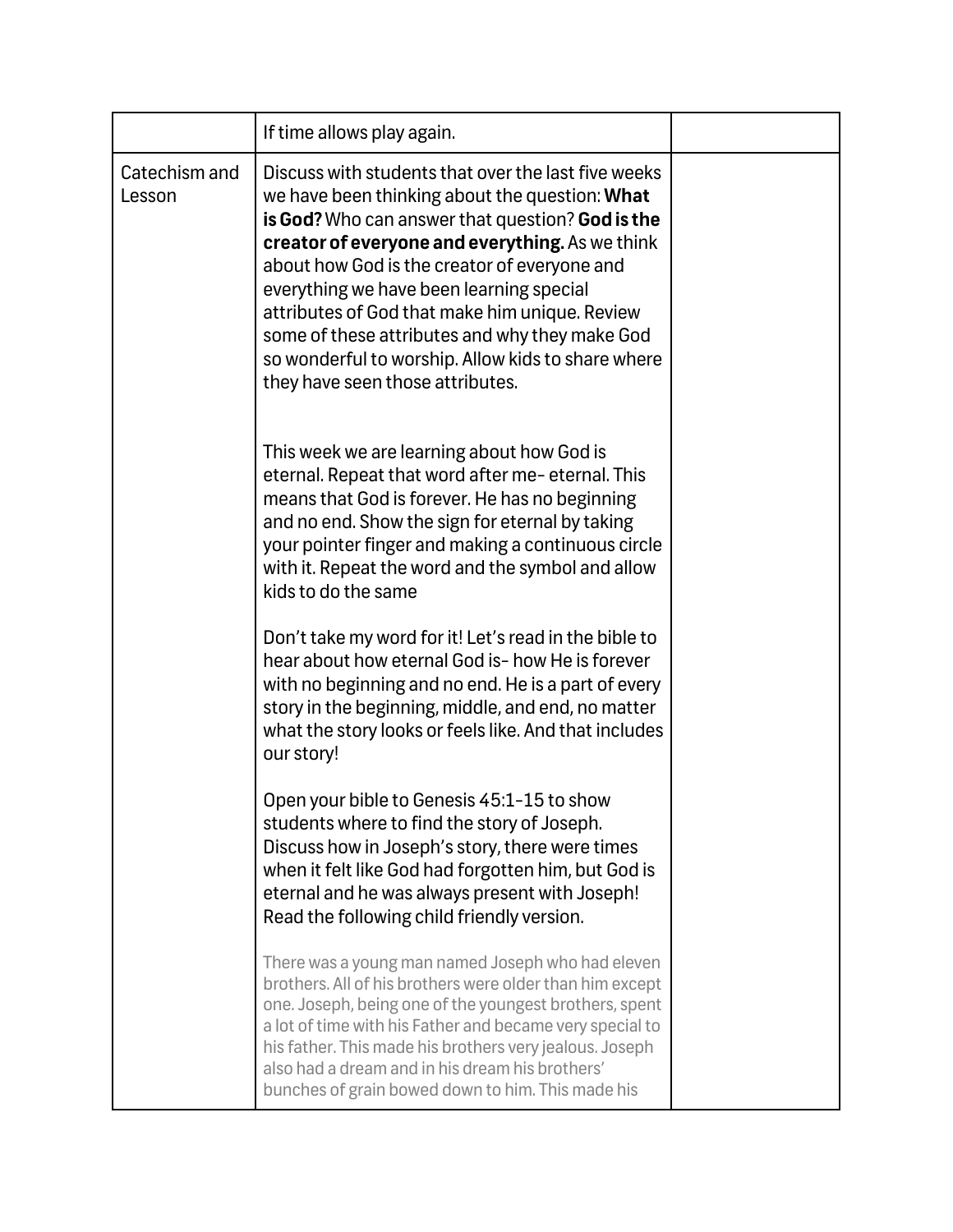| | | |
|---|---|---|
| | If time allows play again. | |
| Catechism and Lesson | Discuss with students that over the last five weeks we have been thinking about the question: **What is God?** Who can answer that question? **God is the creator of everyone and everything.** As we think about how God is the creator of everyone and everything we have been learning special attributes of God that make him unique. Review some of these attributes and why they make God so wonderful to worship. Allow kids to share where they have seen those attributes.<br><br>This week we are learning about how God is eternal. Repeat that word after me- eternal. This means that God is forever. He has no beginning and no end. Show the sign for eternal by taking your pointer finger and making a continuous circle with it. Repeat the word and the symbol and allow kids to do the same<br><br>Don't take my word for it! Let's read in the bible to hear about how eternal God is- how He is forever with no beginning and no end. He is a part of every story in the beginning, middle, and end, no matter what the story looks or feels like. And that includes our story!<br><br>Open your bible to Genesis 45:1-15 to show students where to find the story of Joseph. Discuss how in Joseph's story, there were times when it felt like God had forgotten him, but God is eternal and he was always present with Joseph! Read the following child friendly version.<br><br>There was a young man named Joseph who had eleven brothers. All of his brothers were older than him except one. Joseph, being one of the youngest brothers, spent a lot of time with his Father and became very special to his father. This made his brothers very jealous. Joseph also had a dream and in his dream his brothers' bunches of grain bowed down to him. This made his | |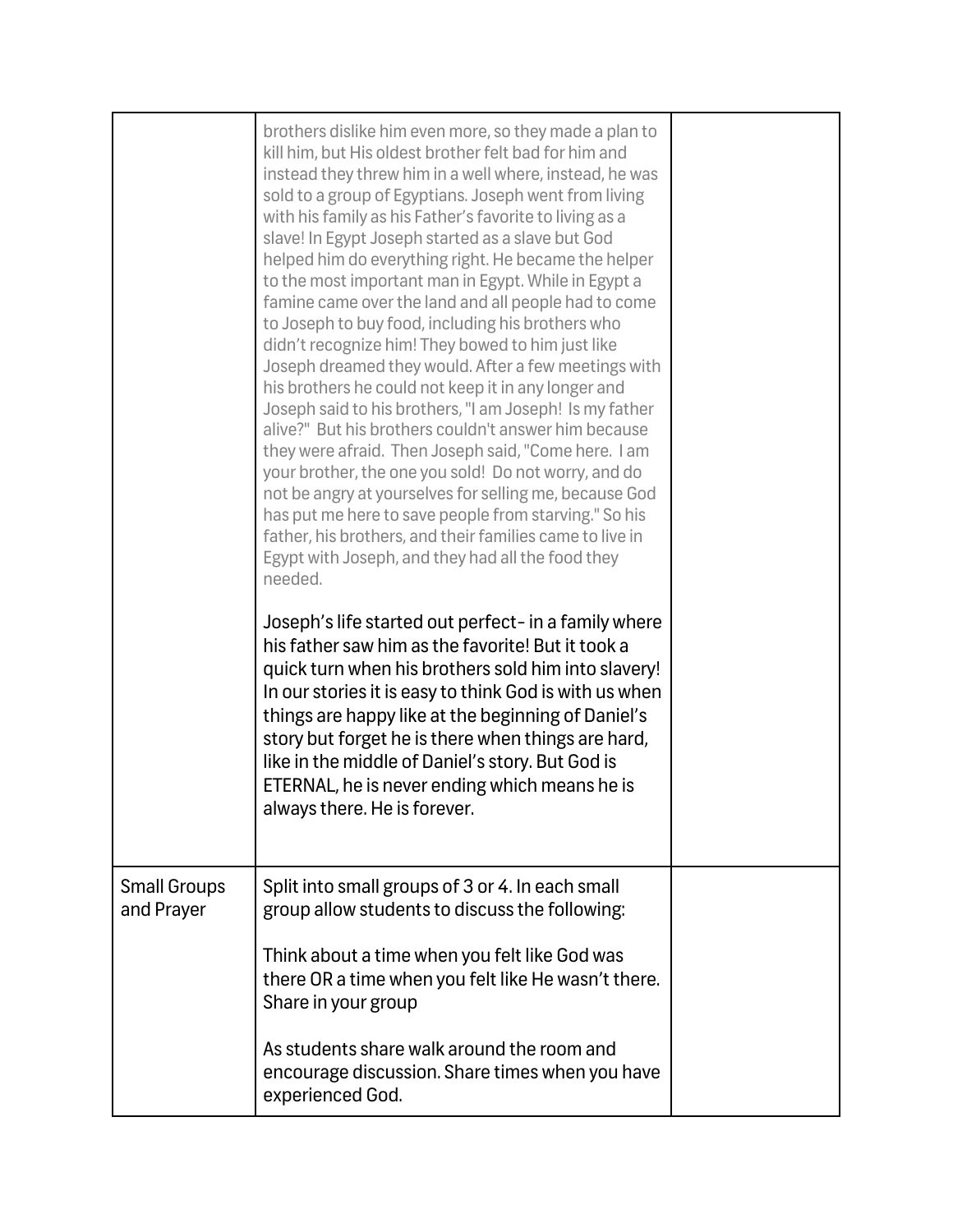| | | |
|---|---|---|
| | brothers dislike him even more, so they made a plan to kill him, but His oldest brother felt bad for him and instead they threw him in a well where, instead, he was sold to a group of Egyptians. Joseph went from living with his family as his Father's favorite to living as a slave! In Egypt Joseph started as a slave but God helped him do everything right. He became the helper to the most important man in Egypt. While in Egypt a famine came over the land and all people had to come to Joseph to buy food, including his brothers who didn't recognize him! They bowed to him just like Joseph dreamed they would. After a few meetings with his brothers he could not keep it in any longer and Joseph said to his brothers, "I am Joseph! Is my father alive?" But his brothers couldn't answer him because they were afraid. Then Joseph said, "Come here. I am your brother, the one you sold! Do not worry, and do not be angry at yourselves for selling me, because God has put me here to save people from starving." So his father, his brothers, and their families came to live in Egypt with Joseph, and they had all the food they needed.<br><br>Joseph's life started out perfect- in a family where his father saw him as the favorite! But it took a quick turn when his brothers sold him into slavery! In our stories it is easy to think God is with us when things are happy like at the beginning of Daniel's story but forget he is there when things are hard, like in the middle of Daniel's story. But God is ETERNAL, he is never ending which means he is always there. He is forever. | |
| Small Groups and Prayer | Split into small groups of 3 or 4. In each small group allow students to discuss the following:<br><br>Think about a time when you felt like God was there OR a time when you felt like He wasn't there. Share in your group<br><br>As students share walk around the room and encourage discussion. Share times when you have experienced God. | |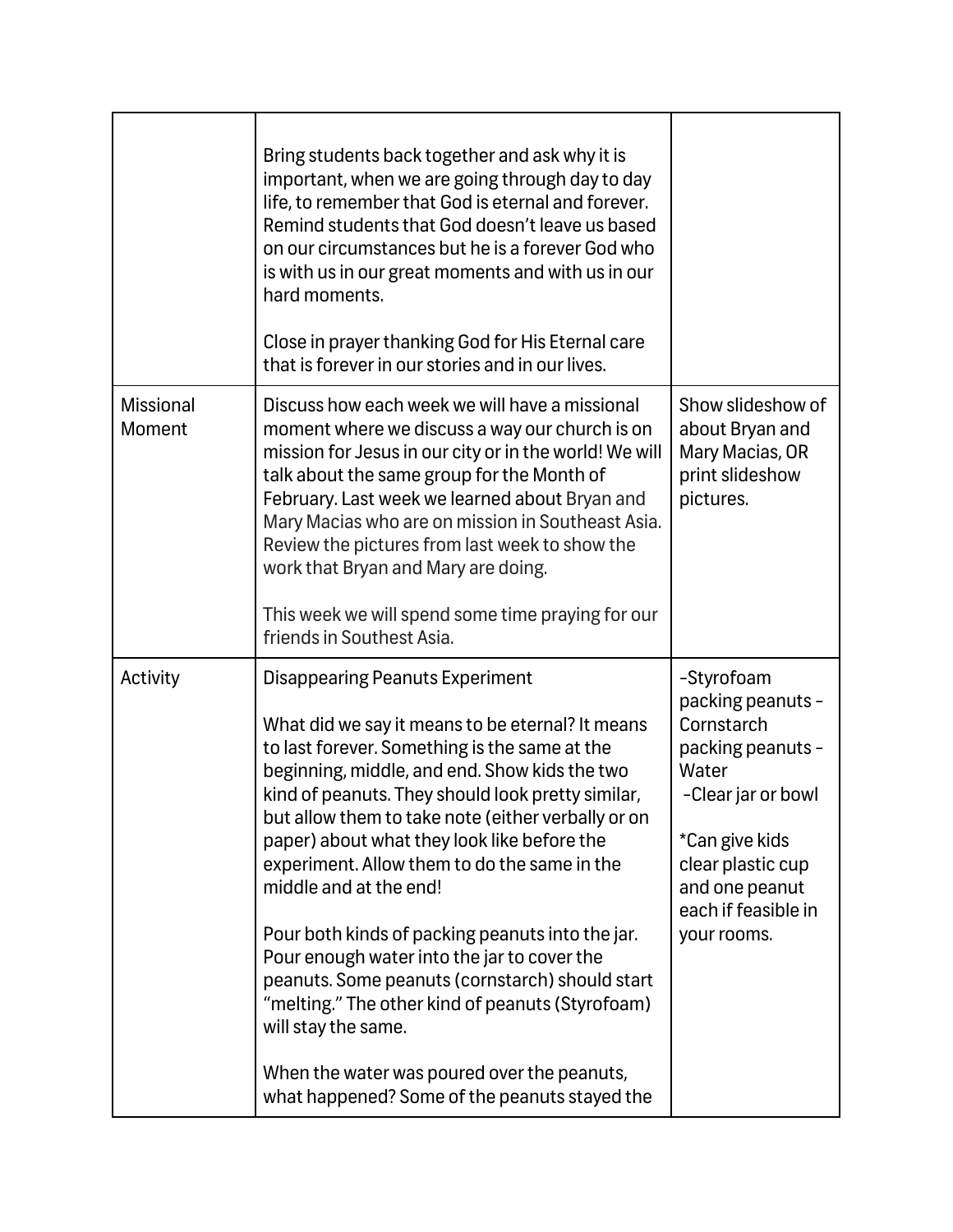| | | |
|---|---|---|
| | Bring students back together and ask why it is important, when we are going through day to day life, to remember that God is eternal and forever. Remind students that God doesn't leave us based on our circumstances but he is a forever God who is with us in our great moments and with us in our hard moments.<br><br>Close in prayer thanking God for His Eternal care that is forever in our stories and in our lives. | |
| Missional Moment | Discuss how each week we will have a missional moment where we discuss a way our church is on mission for Jesus in our city or in the world! We will talk about the same group for the Month of February. Last week we learned about Bryan and Mary Macias who are on mission in Southeast Asia. Review the pictures from last week to show the work that Bryan and Mary are doing.<br><br>This week we will spend some time praying for our friends in Southest Asia. | Show slideshow of about Bryan and Mary Macias, OR print slideshow pictures. |
| Activity | Disappearing Peanuts Experiment<br><br>What did we say it means to be eternal? It means to last forever. Something is the same at the beginning, middle, and end. Show kids the two kind of peanuts. They should look pretty similar, but allow them to take note (either verbally or on paper) about what they look like before the experiment. Allow them to do the same in the middle and at the end!<br><br>Pour both kinds of packing peanuts into the jar. Pour enough water into the jar to cover the peanuts. Some peanuts (cornstarch) should start "melting." The other kind of peanuts (Styrofoam) will stay the same.<br><br>When the water was poured over the peanuts, what happened? Some of the peanuts stayed the | -Styrofoam packing peanuts - Cornstarch packing peanuts - Water<br>-Clear jar or bowl<br><br>*Can give kids clear plastic cup and one peanut each if feasible in your rooms. |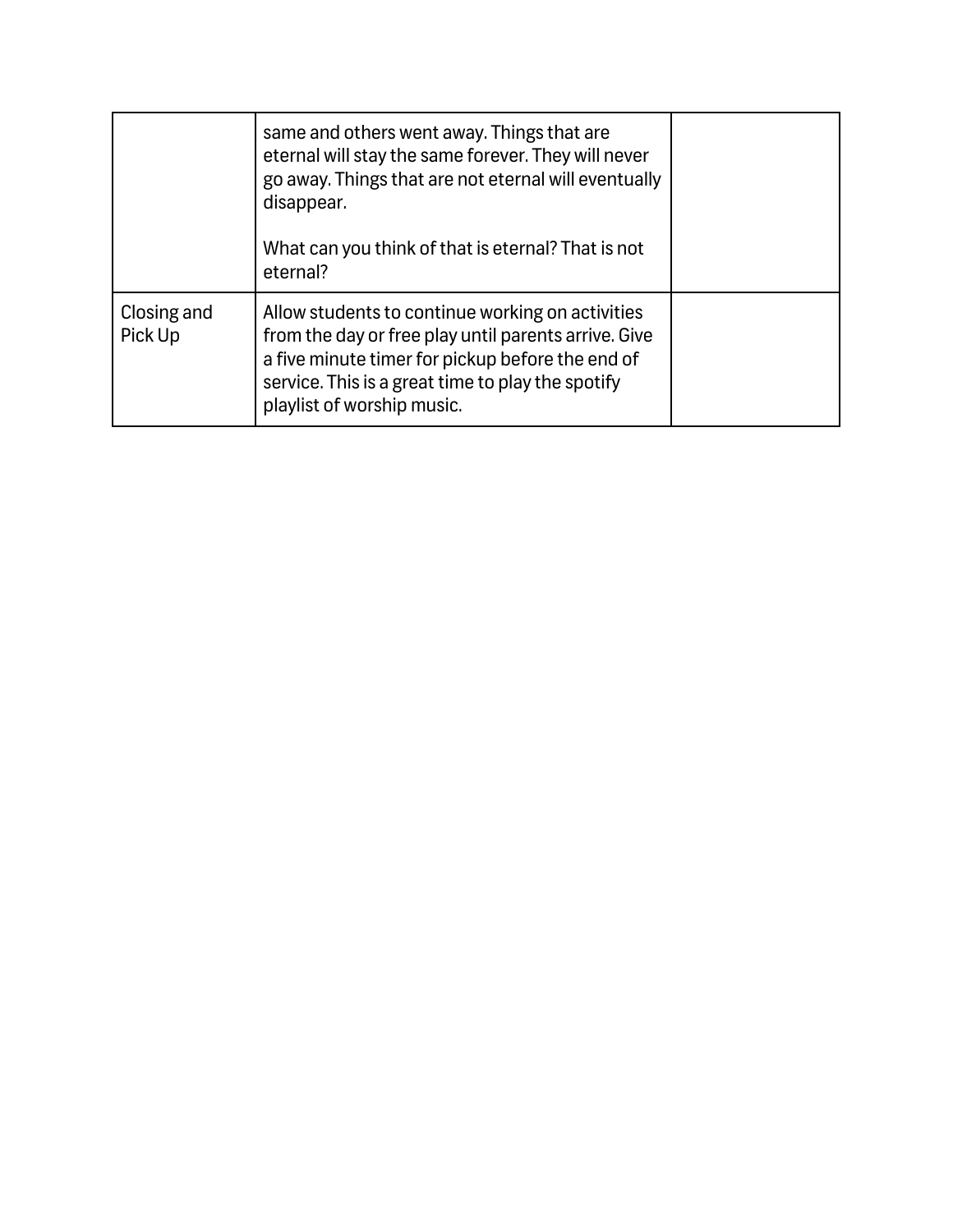| | | |
|---|---|---|
| | same and others went away. Things that are eternal will stay the same forever. They will never go away. Things that are not eternal will eventually disappear.<br><br>What can you think of that is eternal? That is not eternal? | |
| Closing and Pick Up | Allow students to continue working on activities from the day or free play until parents arrive. Give a five minute timer for pickup before the end of service. This is a great time to play the spotify playlist of worship music. | |